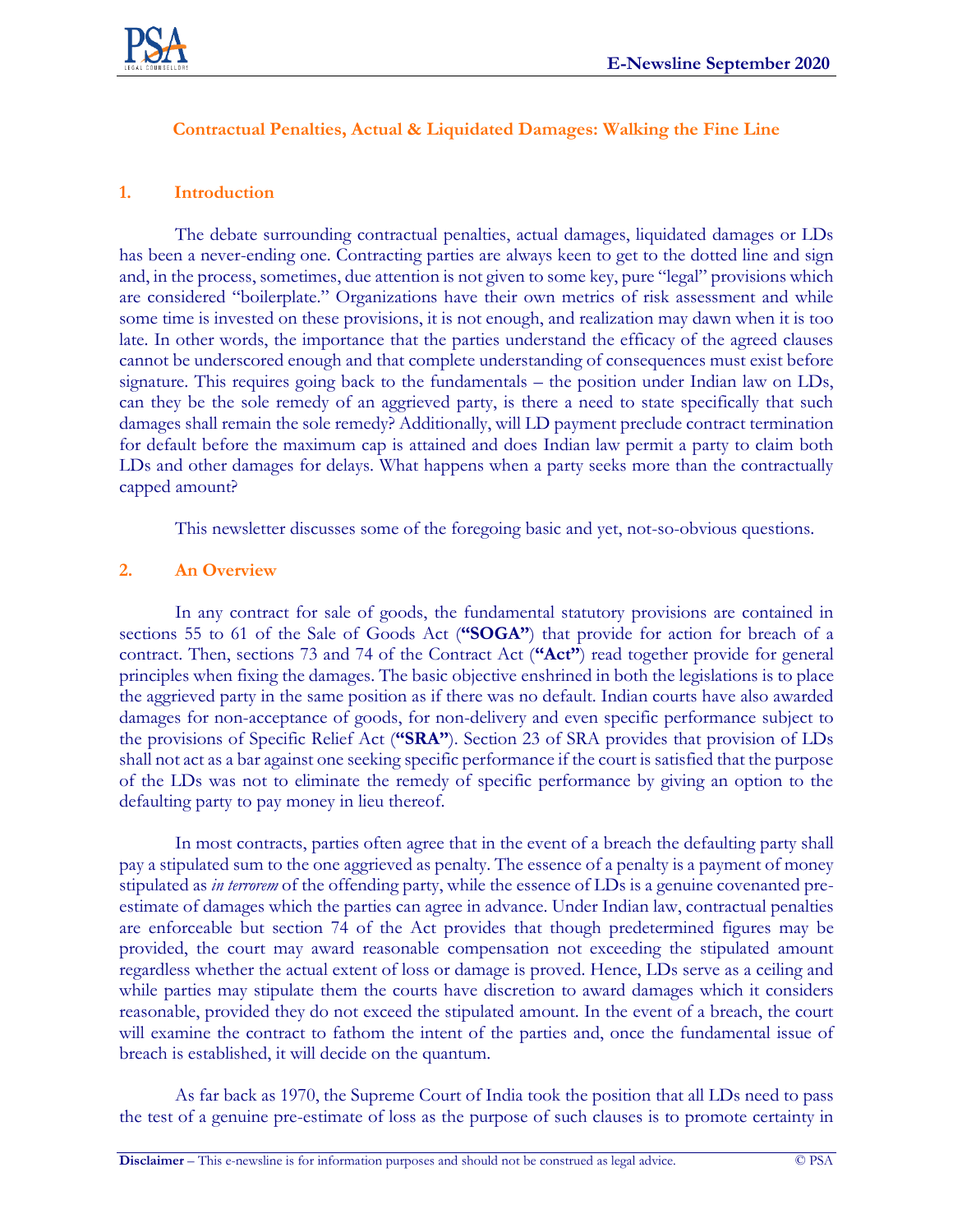# Contractual Penalties, Actual & Liquidated Damages: Walking the Fine Line

## 1. Introduction

The debate surrounding contractual penalties, actual damages, liquidated damages or LDs has been a never-ending one. Contracting parties are always keen to get to the dotted line and sign and, in the process, sometimes, due attention is not given to some key, pure "legal" provisions which are considered "boilerplate." Organizations have their own metrics of risk assessment and while some time is invested on these provisions, it is not enough, and realization may dawn when it is too late. In other words, the importance that the parties understand the efficacy of the agreed clauses cannot be underscored enough and that complete understanding of consequences must exist before signature. This requires going back to the fundamentals – the position under Indian law on LDs, can they be the sole remedy of an aggrieved party, is there a need to state specifically that such damages shall remain the sole remedy? Additionally, will LD payment preclude contract termination for default before the maximum cap is attained and does Indian law permit a party to claim both LDs and other damages for delays. What happens when a party seeks more than the contractually capped amount?

This newsletter discusses some of the foregoing basic and yet, not-so-obvious questions.

## 2. An Overview

In any contract for sale of goods, the fundamental statutory provisions are contained in sections 55 to 61 of the Sale of Goods Act (**"SOGA"**) that provide for action for breach of a contract. Then, sections 73 and 74 of the Contract Act (**"Act"**) read together provide for general principles when fixing the damages. The basic objective enshrined in both the legislations is to place the aggrieved party in the same position as if there was no default. Indian courts have also awarded damages for non-acceptance of goods, for non-delivery and even specific performance subject to the provisions of Specific Relief Act (**"SRA"**). Section 23 of SRA provides that provision of LDs shall not act as a bar against one seeking specific performance if the court is satisfied that the purpose of the LDs was not to eliminate the remedy of specific performance by giving an option to the defaulting party to pay money in lieu thereof.

In most contracts, parties often agree that in the event of a breach the defaulting party shall pay a stipulated sum to the one aggrieved as penalty. The essence of a penalty is a payment of money stipulated as *in terrorem* of the offending party, while the essence of LDs is a genuine covenanted pre-estimate of damages which the parties can agree in advance. Under Indian law, contractual penalties are enforceable but section 74 of the Act provides that though predetermined figures may be provided, the court may award reasonable compensation not exceeding the stipulated amount regardless whether the actual extent of loss or damage is proved. Hence, LDs serve as a ceiling and while parties may stipulate them the courts have discretion to award damages which it considers reasonable, provided they do not exceed the stipulated amount. In the event of a breach, the court will examine the contract to fathom the intent of the parties and, once the fundamental issue of breach is established, it will decide on the quantum.

As far back as 1970, the Supreme Court of India took the position that all LDs need to pass the test of a genuine pre-estimate of loss as the purpose of such clauses is to promote certainty in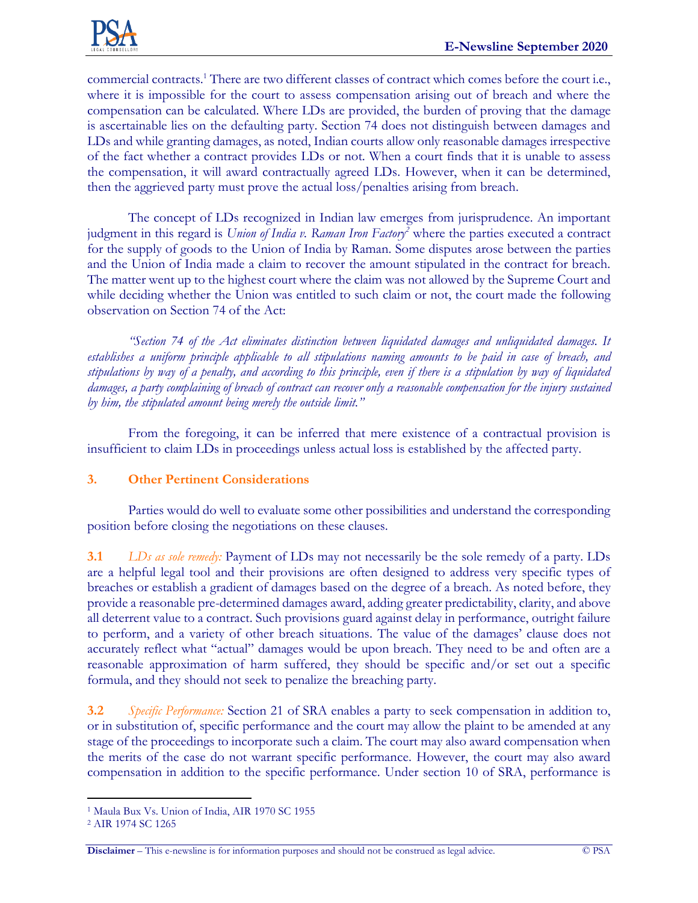commercial contracts.[1] There are two different classes of contract which comes before the court i.e., where it is impossible for the court to assess compensation arising out of breach and where the compensation can be calculated. Where LDs are provided, the burden of proving that the damage is ascertainable lies on the defaulting party. Section 74 does not distinguish between damages and LDs and while granting damages, as noted, Indian courts allow only reasonable damages irrespective of the fact whether a contract provides LDs or not. When a court finds that it is unable to assess the compensation, it will award contractually agreed LDs. However, when it can be determined, then the aggrieved party must prove the actual loss/penalties arising from breach.

The concept of LDs recognized in Indian law emerges from jurisprudence. An important judgment in this regard is *Union of India v. Raman Iron Factory*[2] where the parties executed a contract for the supply of goods to the Union of India by Raman. Some disputes arose between the parties and the Union of India made a claim to recover the amount stipulated in the contract for breach. The matter went up to the highest court where the claim was not allowed by the Supreme Court and while deciding whether the Union was entitled to such claim or not, the court made the following observation on Section 74 of the Act:

*"Section 74 of the Act eliminates distinction between liquidated damages and unliquidated damages. It establishes a uniform principle applicable to all stipulations naming amounts to be paid in case of breach, and stipulations by way of a penalty, and according to this principle, even if there is a stipulation by way of liquidated damages, a party complaining of breach of contract can recover only a reasonable compensation for the injury sustained by him, the stipulated amount being merely the outside limit."*

From the foregoing, it can be inferred that mere existence of a contractual provision is insufficient to claim LDs in proceedings unless actual loss is established by the affected party.

## 3. Other Pertinent Considerations

Parties would do well to evaluate some other possibilities and understand the corresponding position before closing the negotiations on these clauses.

**3.1** *LDs as sole remedy:* Payment of LDs may not necessarily be the sole remedy of a party. LDs are a helpful legal tool and their provisions are often designed to address very specific types of breaches or establish a gradient of damages based on the degree of a breach. As noted before, they provide a reasonable pre-determined damages award, adding greater predictability, clarity, and above all deterrent value to a contract. Such provisions guard against delay in performance, outright failure to perform, and a variety of other breach situations. The value of the damages' clause does not accurately reflect what "actual" damages would be upon breach. They need to be and often are a reasonable approximation of harm suffered, they should be specific and/or set out a specific formula, and they should not seek to penalize the breaching party.

**3.2** *Specific Performance:* Section 21 of SRA enables a party to seek compensation in addition to, or in substitution of, specific performance and the court may allow the plaint to be amended at any stage of the proceedings to incorporate such a claim. The court may also award compensation when the merits of the case do not warrant specific performance. However, the court may also award compensation in addition to the specific performance. Under section 10 of SRA, performance is

---

[1] Maula Bux Vs. Union of India, AIR 1970 SC 1955

[2] AIR 1974 SC 1265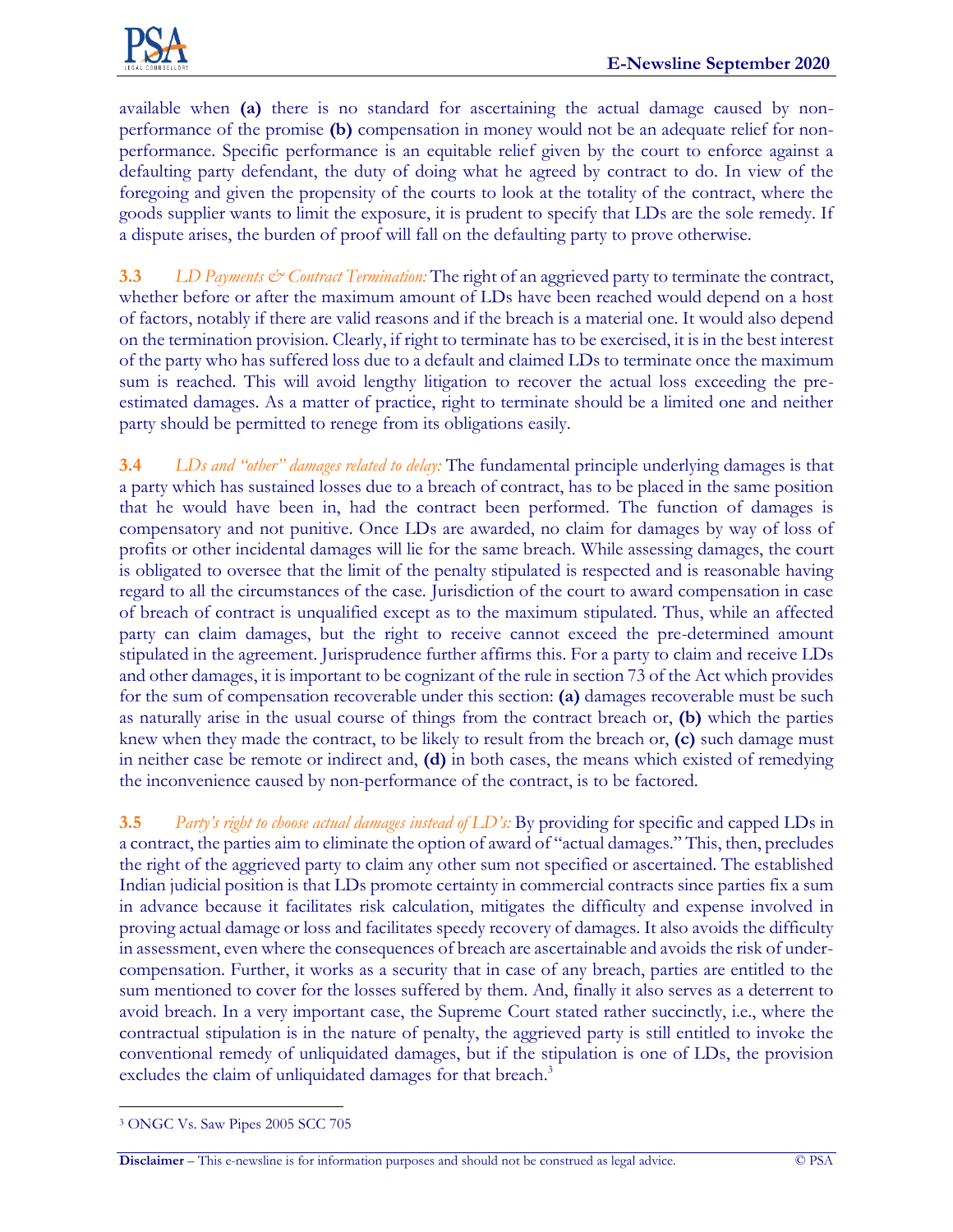available when **(a)** there is no standard for ascertaining the actual damage caused by non-performance of the promise **(b)** compensation in money would not be an adequate relief for non-performance. Specific performance is an equitable relief given by the court to enforce against a defaulting party defendant, the duty of doing what he agreed by contract to do. In view of the foregoing and given the propensity of the courts to look at the totality of the contract, where the goods supplier wants to limit the exposure, it is prudent to specify that LDs are the sole remedy. If a dispute arises, the burden of proof will fall on the defaulting party to prove otherwise.

**3.3** *LD Payments & Contract Termination:* The right of an aggrieved party to terminate the contract, whether before or after the maximum amount of LDs have been reached would depend on a host of factors, notably if there are valid reasons and if the breach is a material one. It would also depend on the termination provision. Clearly, if right to terminate has to be exercised, it is in the best interest of the party who has suffered loss due to a default and claimed LDs to terminate once the maximum sum is reached. This will avoid lengthy litigation to recover the actual loss exceeding the pre-estimated damages. As a matter of practice, right to terminate should be a limited one and neither party should be permitted to renege from its obligations easily.

**3.4** *LDs and "other" damages related to delay:* The fundamental principle underlying damages is that a party which has sustained losses due to a breach of contract, has to be placed in the same position that he would have been in, had the contract been performed. The function of damages is compensatory and not punitive. Once LDs are awarded, no claim for damages by way of loss of profits or other incidental damages will lie for the same breach. While assessing damages, the court is obligated to oversee that the limit of the penalty stipulated is respected and is reasonable having regard to all the circumstances of the case. Jurisdiction of the court to award compensation in case of breach of contract is unqualified except as to the maximum stipulated. Thus, while an affected party can claim damages, but the right to receive cannot exceed the pre-determined amount stipulated in the agreement. Jurisprudence further affirms this. For a party to claim and receive LDs and other damages, it is important to be cognizant of the rule in section 73 of the Act which provides for the sum of compensation recoverable under this section: **(a)** damages recoverable must be such as naturally arise in the usual course of things from the contract breach or, **(b)** which the parties knew when they made the contract, to be likely to result from the breach or, **(c)** such damage must in neither case be remote or indirect and, **(d)** in both cases, the means which existed of remedying the inconvenience caused by non-performance of the contract, is to be factored.

**3.5** *Party's right to choose actual damages instead of LD's:* By providing for specific and capped LDs in a contract, the parties aim to eliminate the option of award of "actual damages." This, then, precludes the right of the aggrieved party to claim any other sum not specified or ascertained. The established Indian judicial position is that LDs promote certainty in commercial contracts since parties fix a sum in advance because it facilitates risk calculation, mitigates the difficulty and expense involved in proving actual damage or loss and facilitates speedy recovery of damages. It also avoids the difficulty in assessment, even where the consequences of breach are ascertainable and avoids the risk of under-compensation. Further, it works as a security that in case of any breach, parties are entitled to the sum mentioned to cover for the losses suffered by them. And, finally it also serves as a deterrent to avoid breach. In a very important case, the Supreme Court stated rather succinctly, i.e., where the contractual stipulation is in the nature of penalty, the aggrieved party is still entitled to invoke the conventional remedy of unliquidated damages, but if the stipulation is one of LDs, the provision excludes the claim of unliquidated damages for that breach.[3]

---

[3] ONGC Vs. Saw Pipes 2005 SCC 705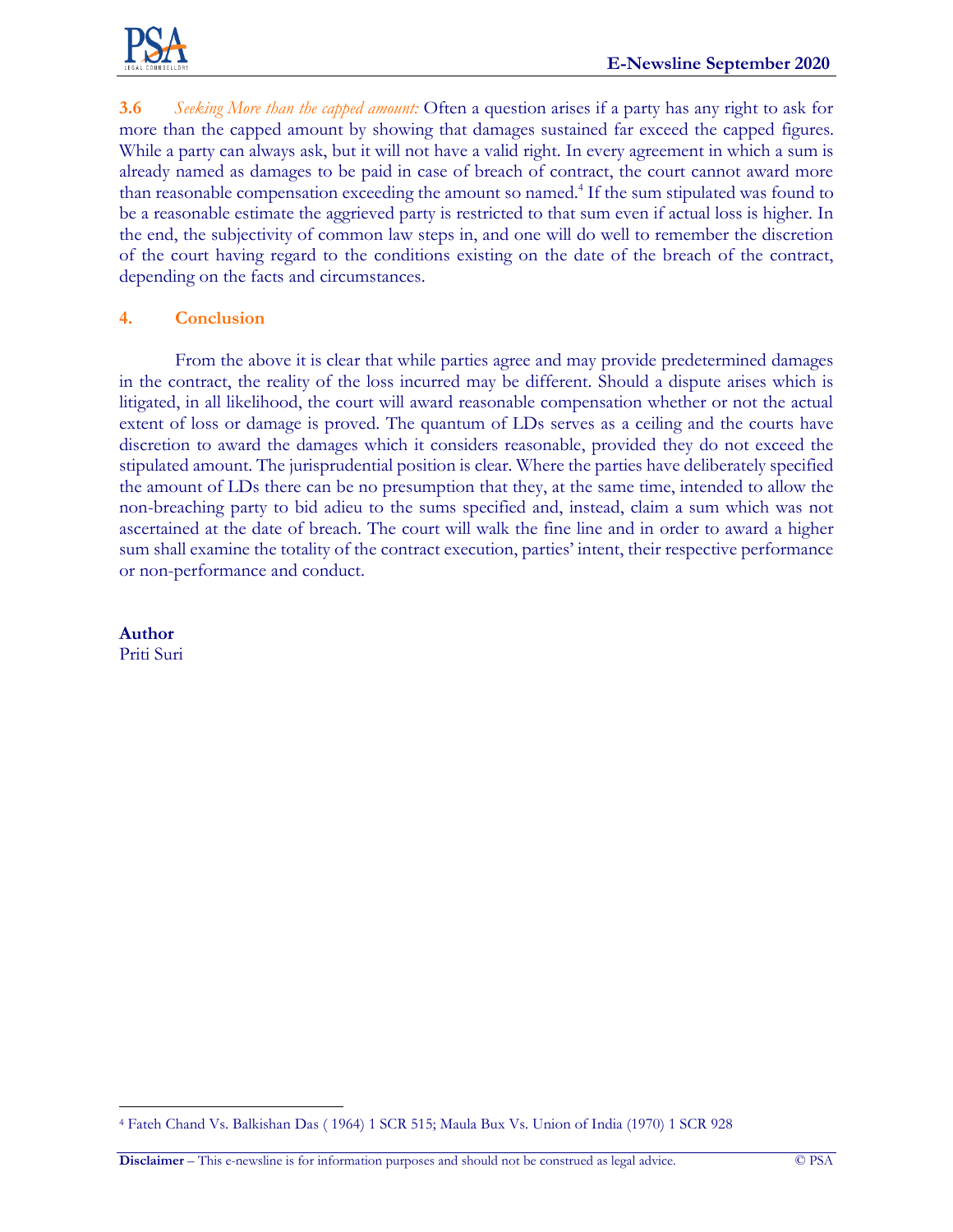**3.6** *Seeking More than the capped amount:* Often a question arises if a party has any right to ask for more than the capped amount by showing that damages sustained far exceed the capped figures. While a party can always ask, but it will not have a valid right. In every agreement in which a sum is already named as damages to be paid in case of breach of contract, the court cannot award more than reasonable compensation exceeding the amount so named.[4] If the sum stipulated was found to be a reasonable estimate the aggrieved party is restricted to that sum even if actual loss is higher. In the end, the subjectivity of common law steps in, and one will do well to remember the discretion of the court having regard to the conditions existing on the date of the breach of the contract, depending on the facts and circumstances.

## 4. Conclusion

From the above it is clear that while parties agree and may provide predetermined damages in the contract, the reality of the loss incurred may be different. Should a dispute arises which is litigated, in all likelihood, the court will award reasonable compensation whether or not the actual extent of loss or damage is proved. The quantum of LDs serves as a ceiling and the courts have discretion to award the damages which it considers reasonable, provided they do not exceed the stipulated amount. The jurisprudential position is clear. Where the parties have deliberately specified the amount of LDs there can be no presumption that they, at the same time, intended to allow the non-breaching party to bid adieu to the sums specified and, instead, claim a sum which was not ascertained at the date of breach. The court will walk the fine line and in order to award a higher sum shall examine the totality of the contract execution, parties' intent, their respective performance or non-performance and conduct.

**Author**
Priti Suri

---

[4] Fateh Chand Vs. Balkishan Das ( 1964) 1 SCR 515; Maula Bux Vs. Union of India (1970) 1 SCR 928

**Disclaimer** – This e-newsline is for information purposes and should not be construed as legal advice. © PSA